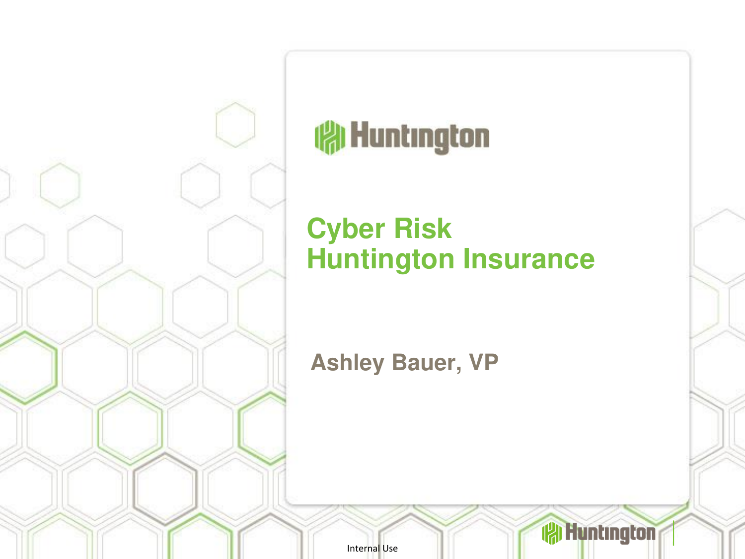Huntington

# Cyber Risk
# Huntington Insurance

**Ashley Bauer, VP**

Internal Use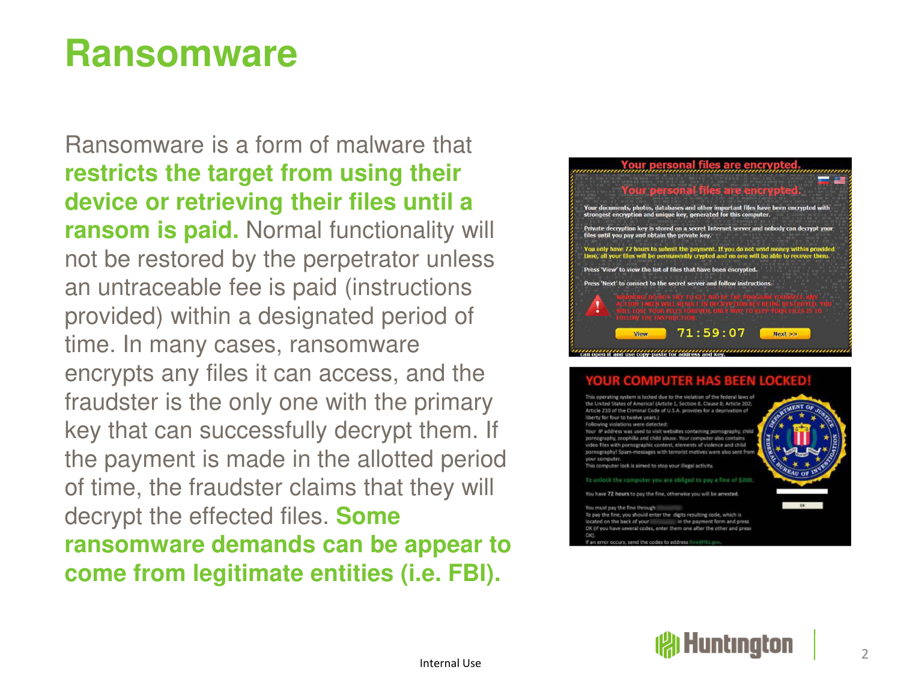# Ransomware

Ransomware is a form of malware that **restricts the target from using their device or retrieving their files until a ransom is paid.** Normal functionality will not be restored by the perpetrator unless an untraceable fee is paid (instructions provided) within a designated period of time. In many cases, ransomware encrypts any files it can access, and the fraudster is the only one with the primary key that can successfully decrypt them. If the payment is made in the allotted period of time, the fraudster claims that they will decrypt the effected files. **Some ransomware demands can be appear to come from legitimate entities (i.e. FBI).**

Internal Use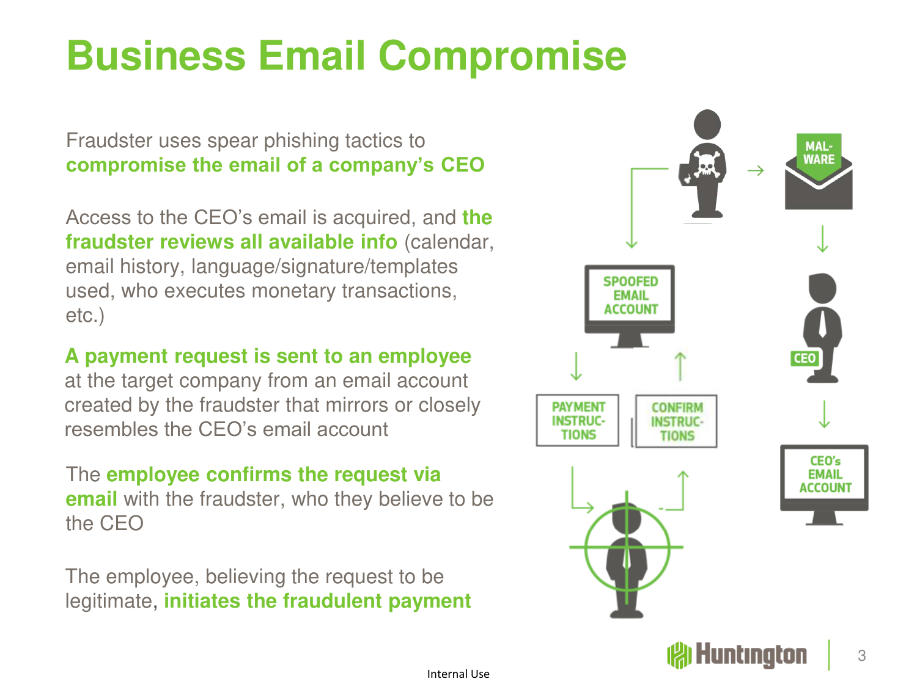# Business Email Compromise

Fraudster uses spear phishing tactics to **compromise the email of a company's CEO**

Access to the CEO's email is acquired, and **the fraudster reviews all available info** (calendar, email history, language/signature/templates used, who executes monetary transactions, etc.)

**A payment request is sent to an employee** at the target company from an email account created by the fraudster that mirrors or closely resembles the CEO's email account

The **employee confirms the request via email** with the fraudster, who they believe to be the CEO

The employee, believing the request to be legitimate, **initiates the fraudulent payment**

MAL-WARE

SPOOFED EMAIL ACCOUNT

CEO

PAYMENT INSTRUCTIONS

CONFIRM INSTRUCTIONS

CEO's EMAIL ACCOUNT

Internal Use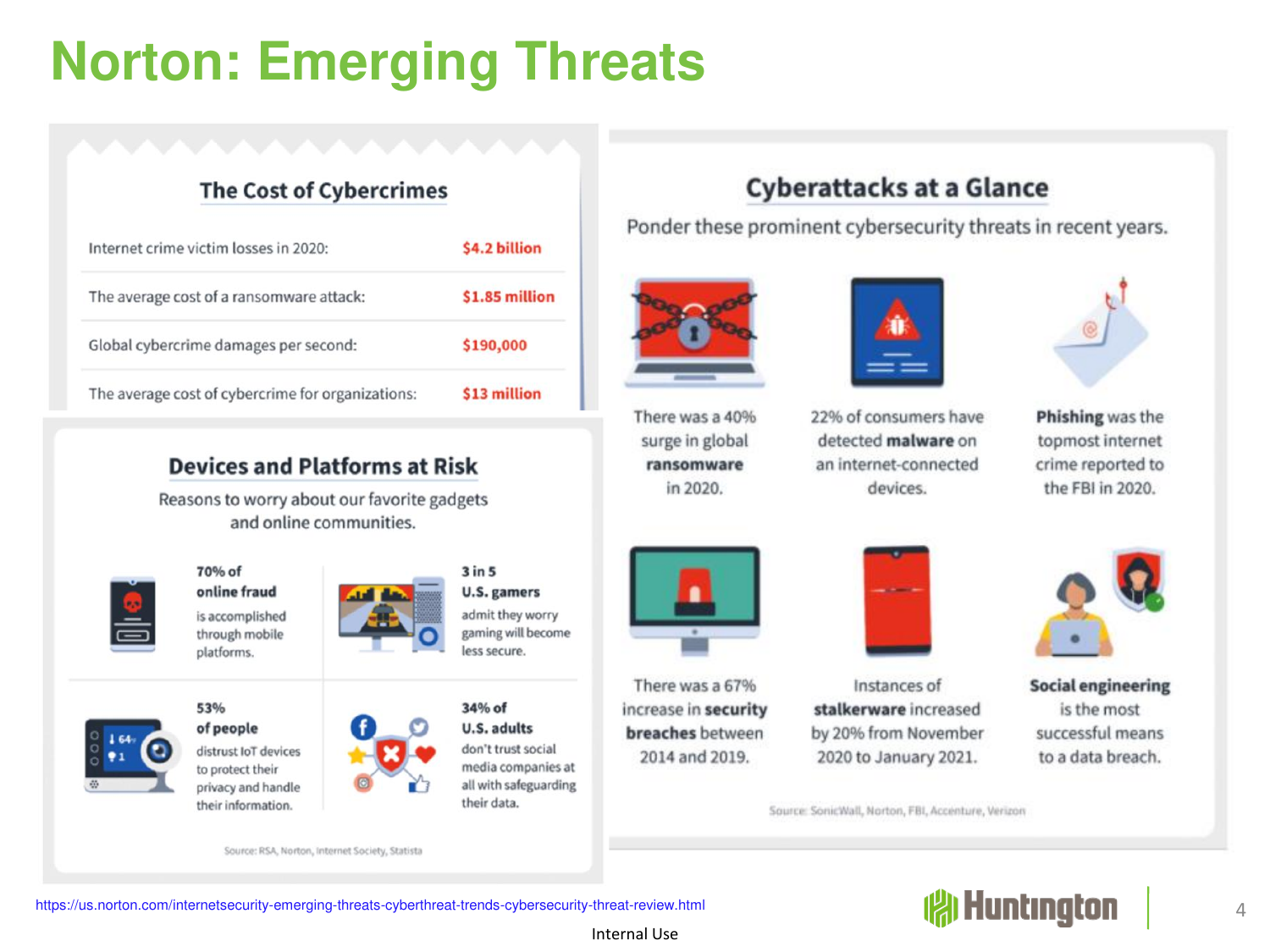# Norton: Emerging Threats

## The Cost of Cybercrimes

| | |
|---|---|
| Internet crime victim losses in 2020: | $4.2 billion |
| The average cost of a ransomware attack: | $1.85 million |
| Global cybercrime damages per second: | $190,000 |
| The average cost of cybercrime for organizations: | $13 million |

## Devices and Platforms at Risk

Reasons to worry about our favorite gadgets and online communities.

**70% of online fraud** is accomplished through mobile platforms.

**3 in 5 U.S. gamers** admit they worry gaming will become less secure.

**53% of people** distrust IoT devices to protect their privacy and handle their information.

**34% of U.S. adults** don't trust social media companies at all with safeguarding their data.

Source: RSA, Norton, Internet Society, Statista

## Cyberattacks at a Glance

Ponder these prominent cybersecurity threats in recent years.

There was a 40% surge in global **ransomware** in 2020.

22% of consumers have detected **malware** on an internet-connected devices.

**Phishing** was the topmost internet crime reported to the FBI in 2020.

There was a 67% increase in **security breaches** between 2014 and 2019.

Instances of **stalkerware** increased by 20% from November 2020 to January 2021.

**Social engineering** is the most successful means to a data breach.

Source: SonicWall, Norton, FBI, Accenture, Verizon

https://us.norton.com/internetsecurity-emerging-threats-cyberthreat-trends-cybersecurity-threat-review.html

Internal Use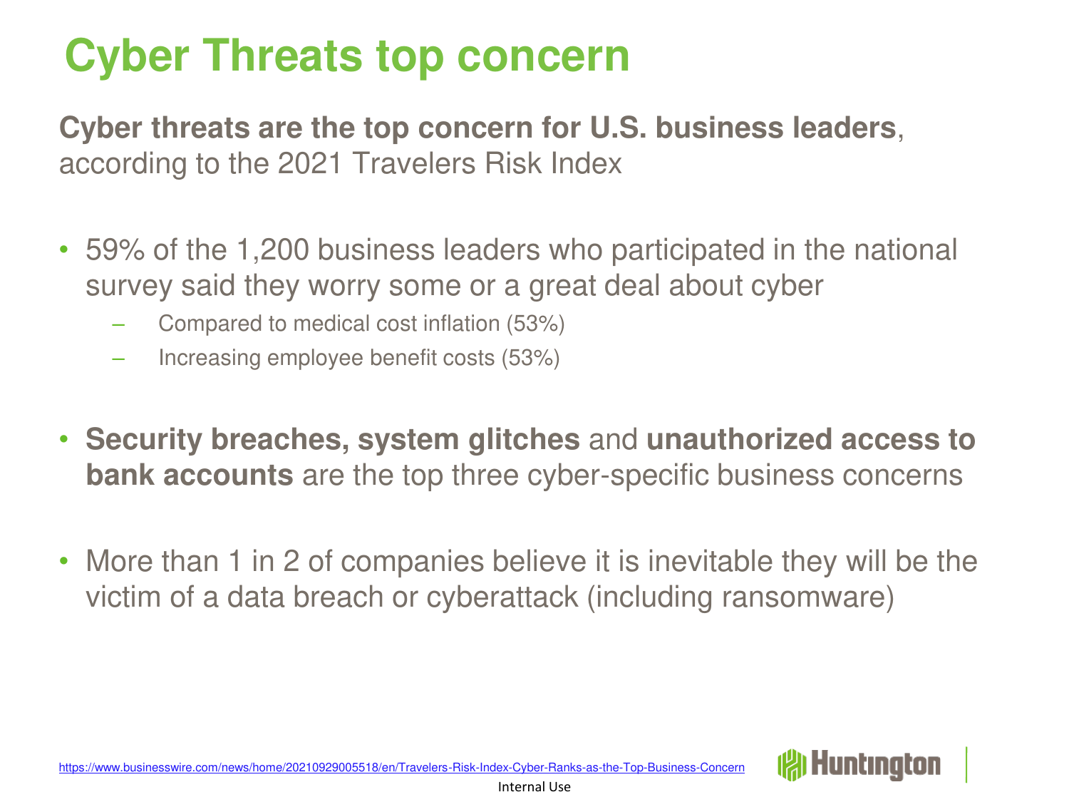# Cyber Threats top concern

**Cyber threats are the top concern for U.S. business leaders**, according to the 2021 Travelers Risk Index

- 59% of the 1,200 business leaders who participated in the national survey said they worry some or a great deal about cyber
  - Compared to medical cost inflation (53%)
  - Increasing employee benefit costs (53%)

- **Security breaches, system glitches** and **unauthorized access to bank accounts** are the top three cyber-specific business concerns

- More than 1 in 2 of companies believe it is inevitable they will be the victim of a data breach or cyberattack (including ransomware)

https://www.businesswire.com/news/home/20210929005518/en/Travelers-Risk-Index-Cyber-Ranks-as-the-Top-Business-Concern

Huntington

Internal Use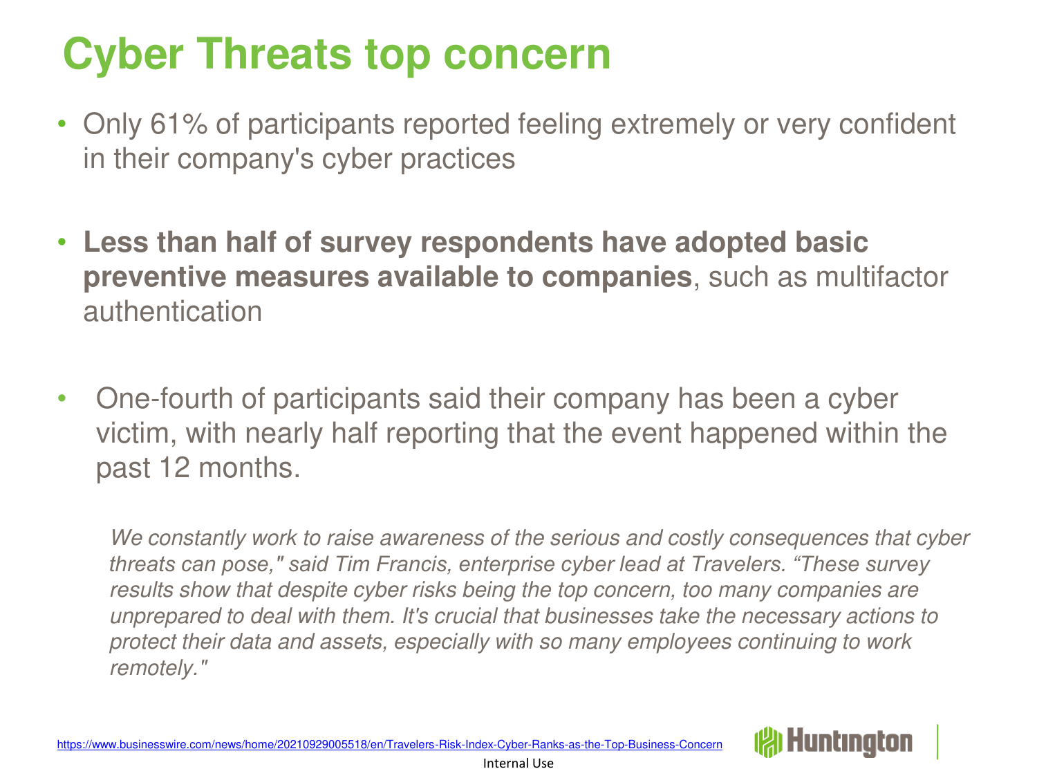# Cyber Threats top concern

- Only 61% of participants reported feeling extremely or very confident in their company's cyber practices
- **Less than half of survey respondents have adopted basic preventive measures available to companies**, such as multifactor authentication
- One-fourth of participants said their company has been a cyber victim, with nearly half reporting that the event happened within the past 12 months.

*We constantly work to raise awareness of the serious and costly consequences that cyber threats can pose," said Tim Francis, enterprise cyber lead at Travelers. "These survey results show that despite cyber risks being the top concern, too many companies are unprepared to deal with them. It's crucial that businesses take the necessary actions to protect their data and assets, especially with so many employees continuing to work remotely."*

https://www.businesswire.com/news/home/20210929005518/en/Travelers-Risk-Index-Cyber-Ranks-as-the-Top-Business-Concern

Huntington

Internal Use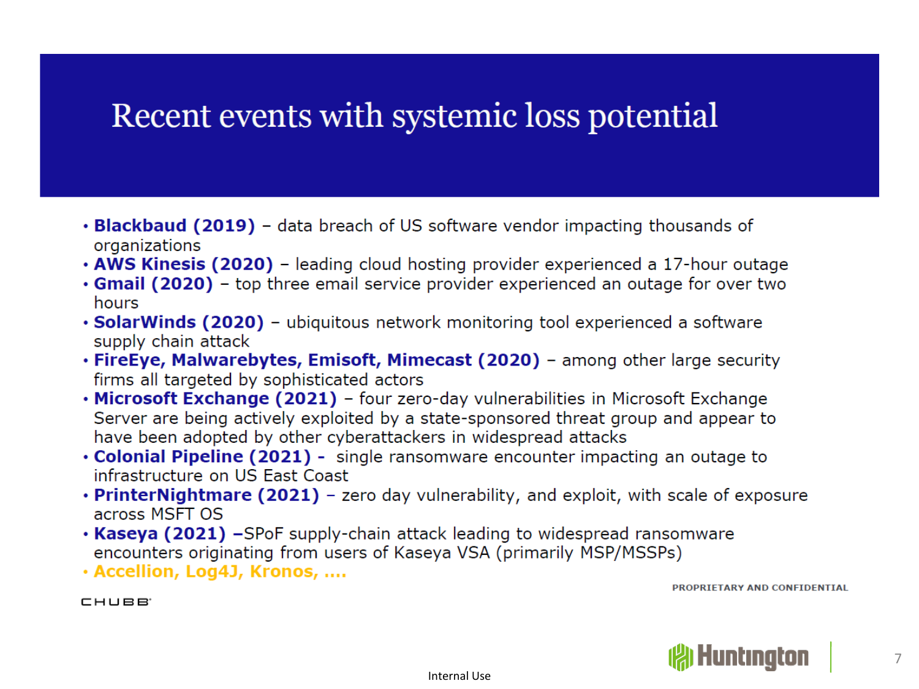# Recent events with systemic loss potential

- **Blackbaud (2019)** – data breach of US software vendor impacting thousands of organizations
- **AWS Kinesis (2020)** – leading cloud hosting provider experienced a 17-hour outage
- **Gmail (2020)** – top three email service provider experienced an outage for over two hours
- **SolarWinds (2020)** – ubiquitous network monitoring tool experienced a software supply chain attack
- **FireEye, Malwarebytes, Emisoft, Mimecast (2020)** – among other large security firms all targeted by sophisticated actors
- **Microsoft Exchange (2021)** – four zero-day vulnerabilities in Microsoft Exchange Server are being actively exploited by a state-sponsored threat group and appear to have been adopted by other cyberattackers in widespread attacks
- **Colonial Pipeline (2021)** – single ransomware encounter impacting an outage to infrastructure on US East Coast
- **PrinterNightmare (2021)** – zero day vulnerability, and exploit, with scale of exposure across MSFT OS
- **Kaseya (2021)** –SPoF supply-chain attack leading to widespread ransomware encounters originating from users of Kaseya VSA (primarily MSP/MSSPs)
- **Accellion, Log4J, Kronos, ....**

PROPRIETARY AND CONFIDENTIAL

CHUBB

Huntington

Internal Use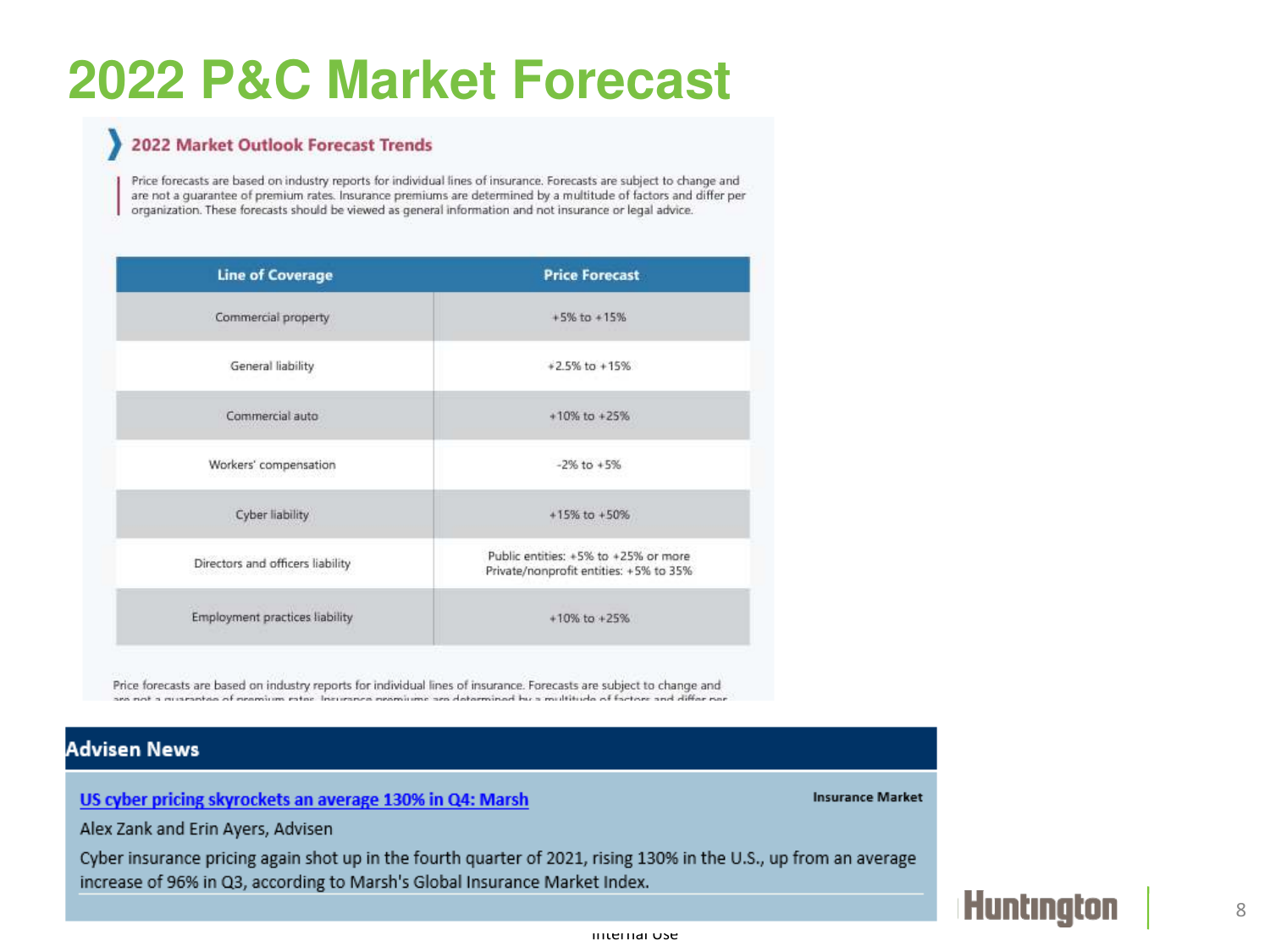# 2022 P&C Market Forecast

## 2022 Market Outlook Forecast Trends

Price forecasts are based on industry reports for individual lines of insurance. Forecasts are subject to change and are not a guarantee of premium rates. Insurance premiums are determined by a multitude of factors and differ per organization. These forecasts should be viewed as general information and not insurance or legal advice.

| Line of Coverage | Price Forecast |
|---|---|
| Commercial property | +5% to +15% |
| General liability | +2.5% to +15% |
| Commercial auto | +10% to +25% |
| Workers' compensation | -2% to +5% |
| Cyber liability | +15% to +50% |
| Directors and officers liability | Public entities: +5% to +25% or more<br>Private/nonprofit entities: +5% to 35% |
| Employment practices liability | +10% to +25% |

Price forecasts are based on industry reports for individual lines of insurance. Forecasts are subject to change and are not a guarantee of premium rates. Insurance premiums are determined by a multitude of factors and differ per

## Advisen News

**Insurance Market**

[US cyber pricing skyrockets an average 130% in Q4: Marsh]

Alex Zank and Erin Ayers, Advisen

Cyber insurance pricing again shot up in the fourth quarter of 2021, rising 130% in the U.S., up from an average increase of 96% in Q3, according to Marsh's Global Insurance Market Index.

Internal Use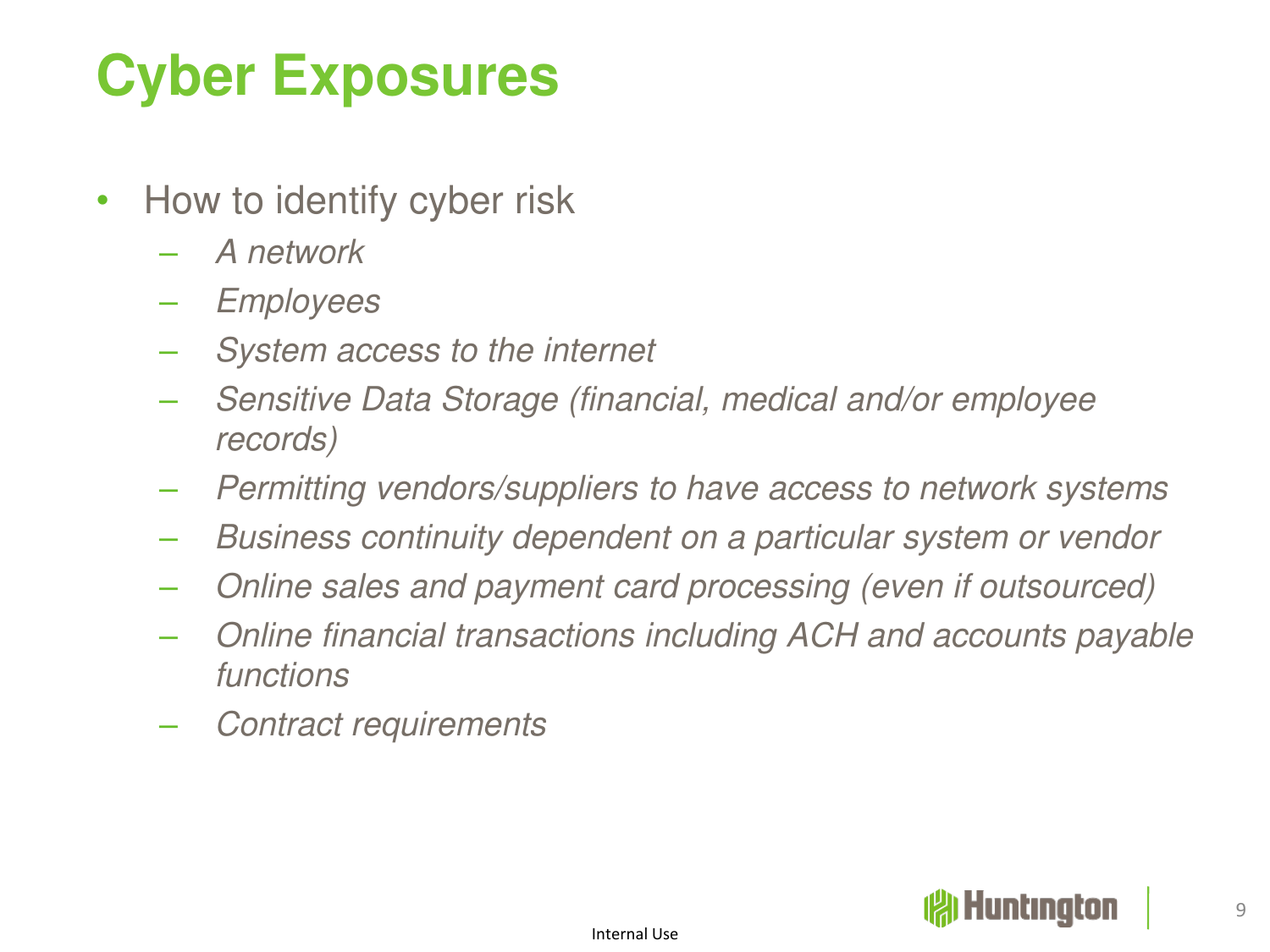# Cyber Exposures

- How to identify cyber risk
  - *A network*
  - *Employees*
  - *System access to the internet*
  - *Sensitive Data Storage (financial, medical and/or employee records)*
  - *Permitting vendors/suppliers to have access to network systems*
  - *Business continuity dependent on a particular system or vendor*
  - *Online sales and payment card processing (even if outsourced)*
  - *Online financial transactions including ACH and accounts payable functions*
  - *Contract requirements*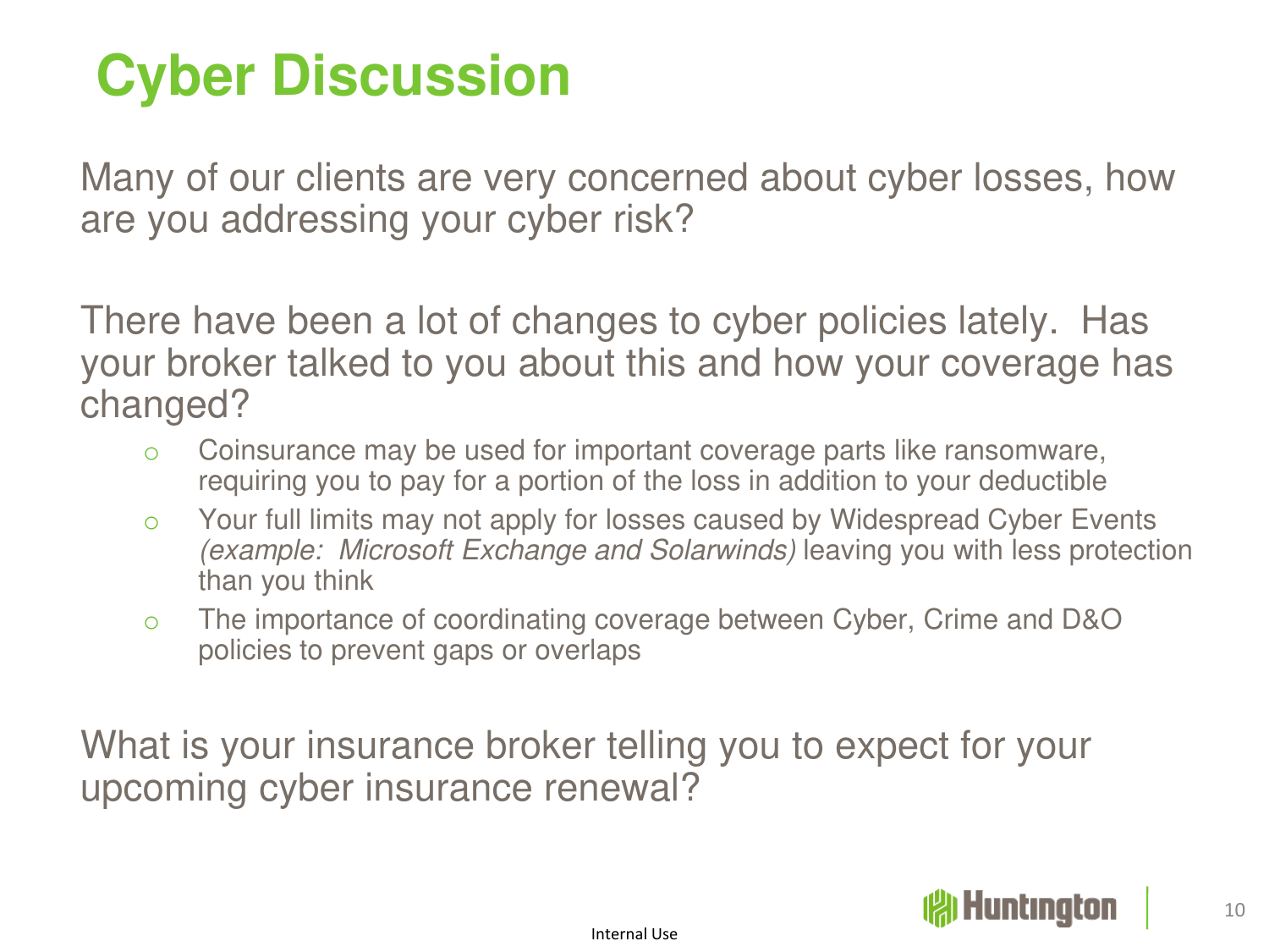# Cyber Discussion

Many of our clients are very concerned about cyber losses, how are you addressing your cyber risk?

There have been a lot of changes to cyber policies lately. Has your broker talked to you about this and how your coverage has changed?

- Coinsurance may be used for important coverage parts like ransomware, requiring you to pay for a portion of the loss in addition to your deductible
- Your full limits may not apply for losses caused by Widespread Cyber Events *(example: Microsoft Exchange and Solarwinds)* leaving you with less protection than you think
- The importance of coordinating coverage between Cyber, Crime and D&O policies to prevent gaps or overlaps

What is your insurance broker telling you to expect for your upcoming cyber insurance renewal?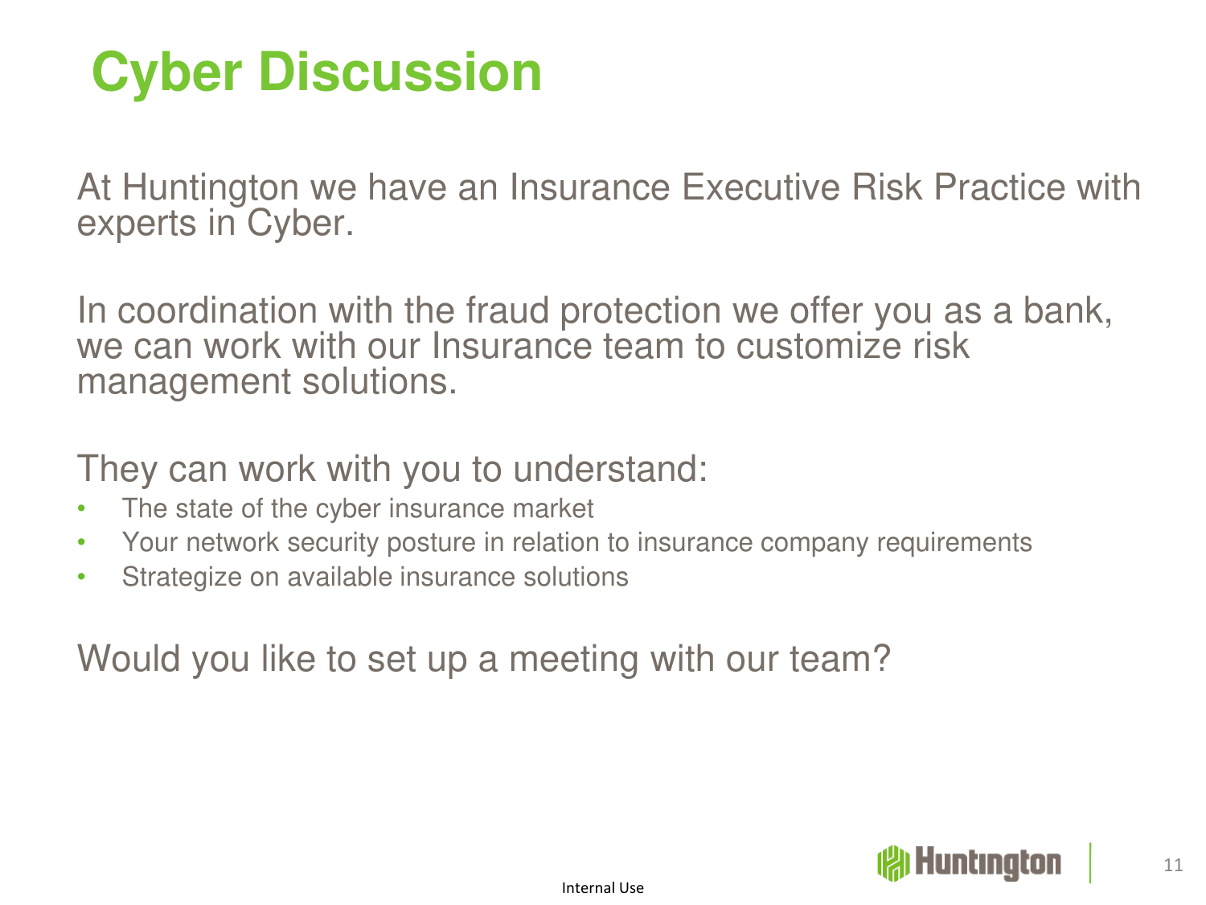# Cyber Discussion

At Huntington we have an Insurance Executive Risk Practice with experts in Cyber.

In coordination with the fraud protection we offer you as a bank, we can work with our Insurance team to customize risk management solutions.

They can work with you to understand:

- The state of the cyber insurance market
- Your network security posture in relation to insurance company requirements
- Strategize on available insurance solutions

Would you like to set up a meeting with our team?